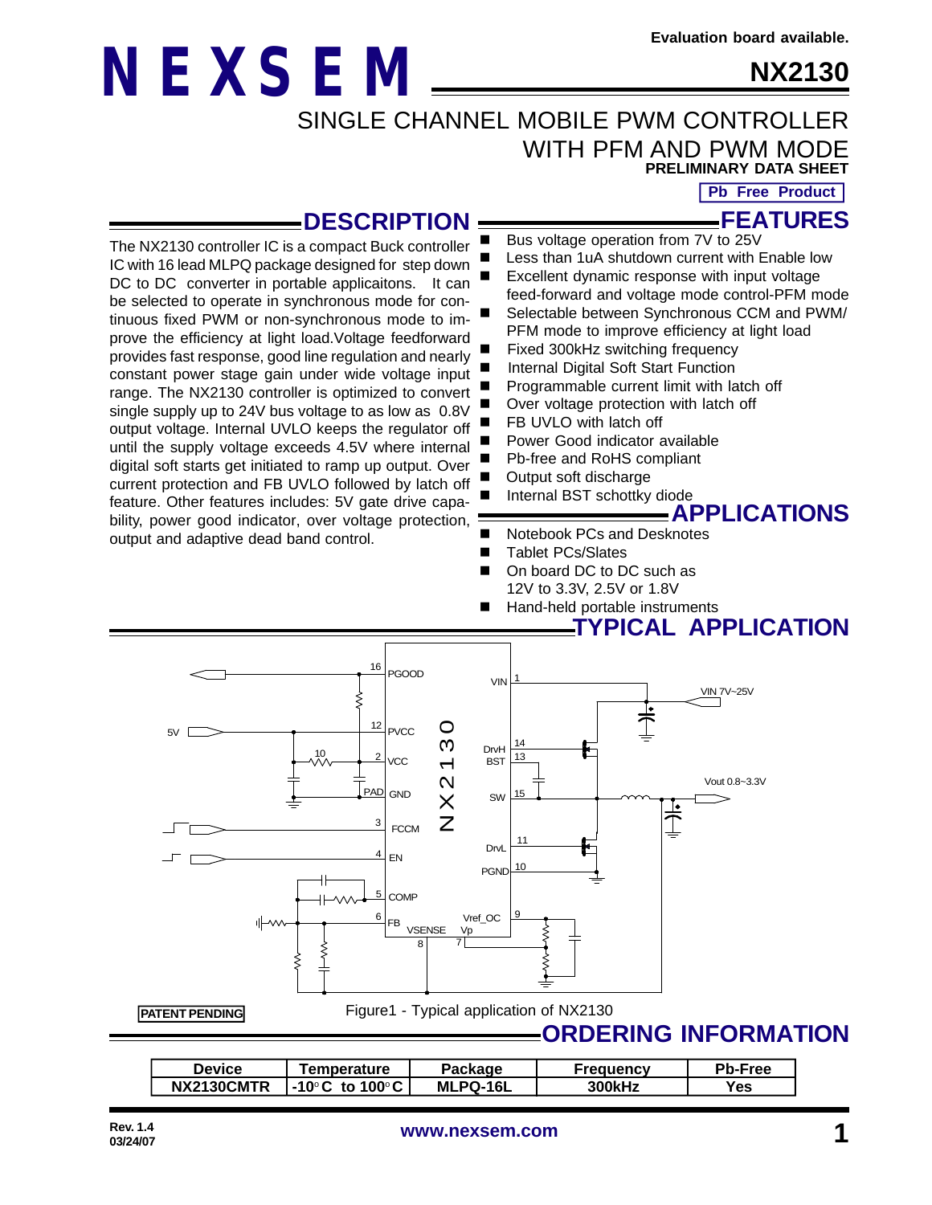Evaluation board available.

# NEXSEM

# NX2130

## SINGLE CHANNEL MOBILE PWM CONTROLLER WITH PFM AND PWM MODE

**PRELIMINARY DATA SHEET**

**Pb Free Product**

## DESCRIPTION

The NX2130 controller IC is a compact Buck controller IC with 16 lead MLPQ package designed for step down DC to DC converter in portable applicaitons. It can be selected to operate in synchronous mode for continuous fixed PWM or non-synchronous mode to improve the efficiency at light load.Voltage feedforward provides fast response, good line regulation and nearly constant power stage gain under wide voltage input range. The NX2130 controller is optimized to convert single supply up to 24V bus voltage to as low as 0.8V output voltage. Internal UVLO keeps the regulator off until the supply voltage exceeds 4.5V where internal digital soft starts get initiated to ramp up output. Over current protection and FB UVLO followed by latch off feature. Other features includes: 5V gate drive capability, power good indicator, over voltage protection, output and adaptive dead band control.

## FEATURES

- Bus voltage operation from 7V to 25V
- Less than 1uA shutdown current with Enable low
- Excellent dynamic response with input voltage feed-forward and voltage mode control-PFM mode
- Selectable between Synchronous CCM and PWM/PFM mode to improve efficiency at light load
- Fixed 300kHz switching frequency
- Internal Digital Soft Start Function
- Programmable current limit with latch off
- Over voltage protection with latch off
- FB UVLO with latch off
- Power Good indicator available
- Pb-free and RoHS compliant
- Output soft discharge
- Internal BST schottky diode

## APPLICATIONS

- Notebook PCs and Desknotes
- Tablet PCs/Slates
- On board DC to DC such as 12V to 3.3V, 2.5V or 1.8V
- Hand-held portable instruments

## TYPICAL APPLICATION

PATENT PENDING

Figure1 - Typical application of NX2130

## ORDERING INFORMATION

| Device | Temperature | Package | Frequency | Pb-Free |
|---|---|---|---|---|
| NX2130CMTR | -10°C to 100°C | MLPQ-16L | 300kHz | Yes |

Rev. 1.4
03/24/07

www.nexsem.com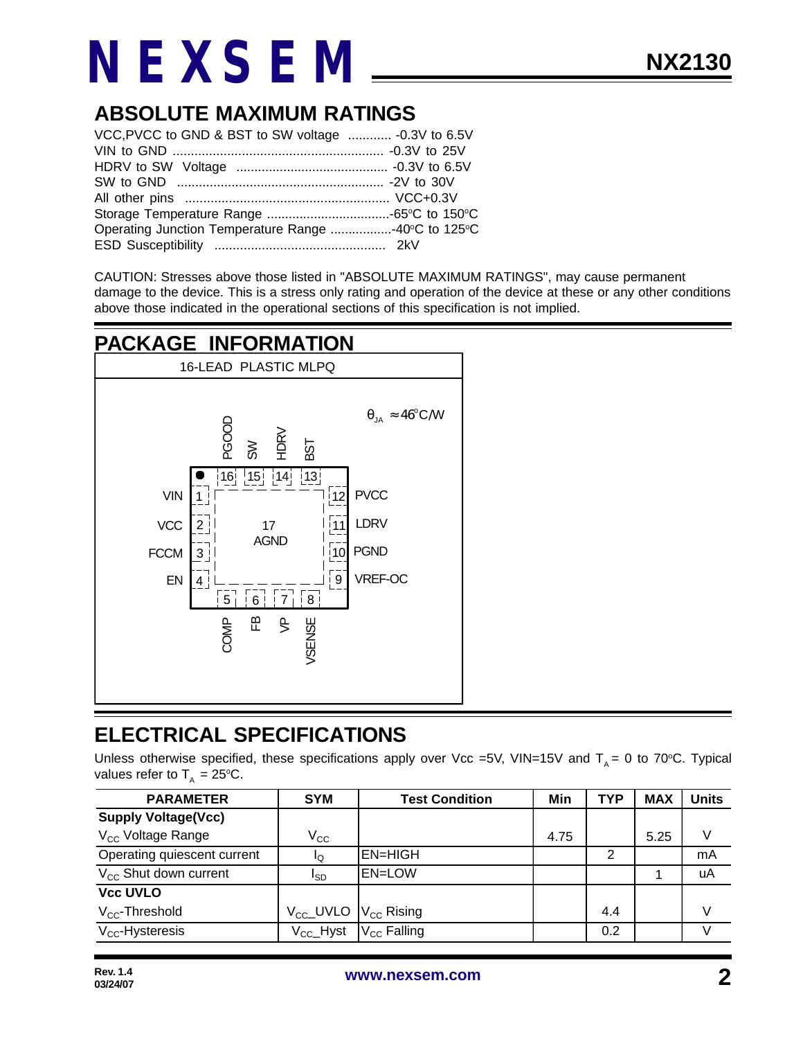## ABSOLUTE MAXIMUM RATINGS

VCC,PVCC to GND & BST to SW voltage ............ -0.3V to 6.5V
VIN to GND ............................................................ -0.3V to 25V
HDRV to SW Voltage ........................................... -0.3V to 6.5V
SW to GND .......................................................... -2V to 30V
All other pins ......................................................... VCC+0.3V
Storage Temperature Range ..................................-65°C to 150°C
Operating Junction Temperature Range .................-40°C to 125°C
ESD Susceptibility ................................................ 2kV

CAUTION: Stresses above those listed in "ABSOLUTE MAXIMUM RATINGS", may cause permanent damage to the device. This is a stress only rating and operation of the device at these or any other conditions above those indicated in the operational sections of this specification is not implied.

## PACKAGE INFORMATION

16-LEAD PLASTIC MLPQ

$\theta_{JA} \approx 46^{\circ}C/W$

| Pin | Name |
|---|---|
| 1 | VIN |
| 2 | VCC |
| 3 | FCCM |
| 4 | EN |
| 5 | COMP |
| 6 | FB |
| 7 | VP |
| 8 | VSENSE |
| 9 | VREF-OC |
| 10 | PGND |
| 11 | LDRV |
| 12 | PVCC |
| 13 | BST |
| 14 | HDRV |
| 15 | SW |
| 16 | PGOOD |
| 17 | AGND |

## ELECTRICAL SPECIFICATIONS

Unless otherwise specified, these specifications apply over Vcc =5V, VIN=15V and $T_A$ = 0 to 70°C. Typical values refer to $T_A$ = 25°C.

| PARAMETER | SYM | Test Condition | Min | TYP | MAX | Units |
|---|---|---|---|---|---|---|
| **Supply Voltage(Vcc)** | | | | | | |
| $V_{CC}$ Voltage Range | $V_{CC}$ | | 4.75 | | 5.25 | V |
| Operating quiescent current | $I_Q$ | EN=HIGH | | 2 | | mA |
| $V_{CC}$ Shut down current | $I_{SD}$ | EN=LOW | | | 1 | uA |
| **Vcc UVLO** | | | | | | |
| $V_{CC}$-Threshold | $V_{CC}$_UVLO | $V_{CC}$ Rising | | 4.4 | | V |
| $V_{CC}$-Hysteresis | $V_{CC}$_Hyst | $V_{CC}$ Falling | | 0.2 | | V |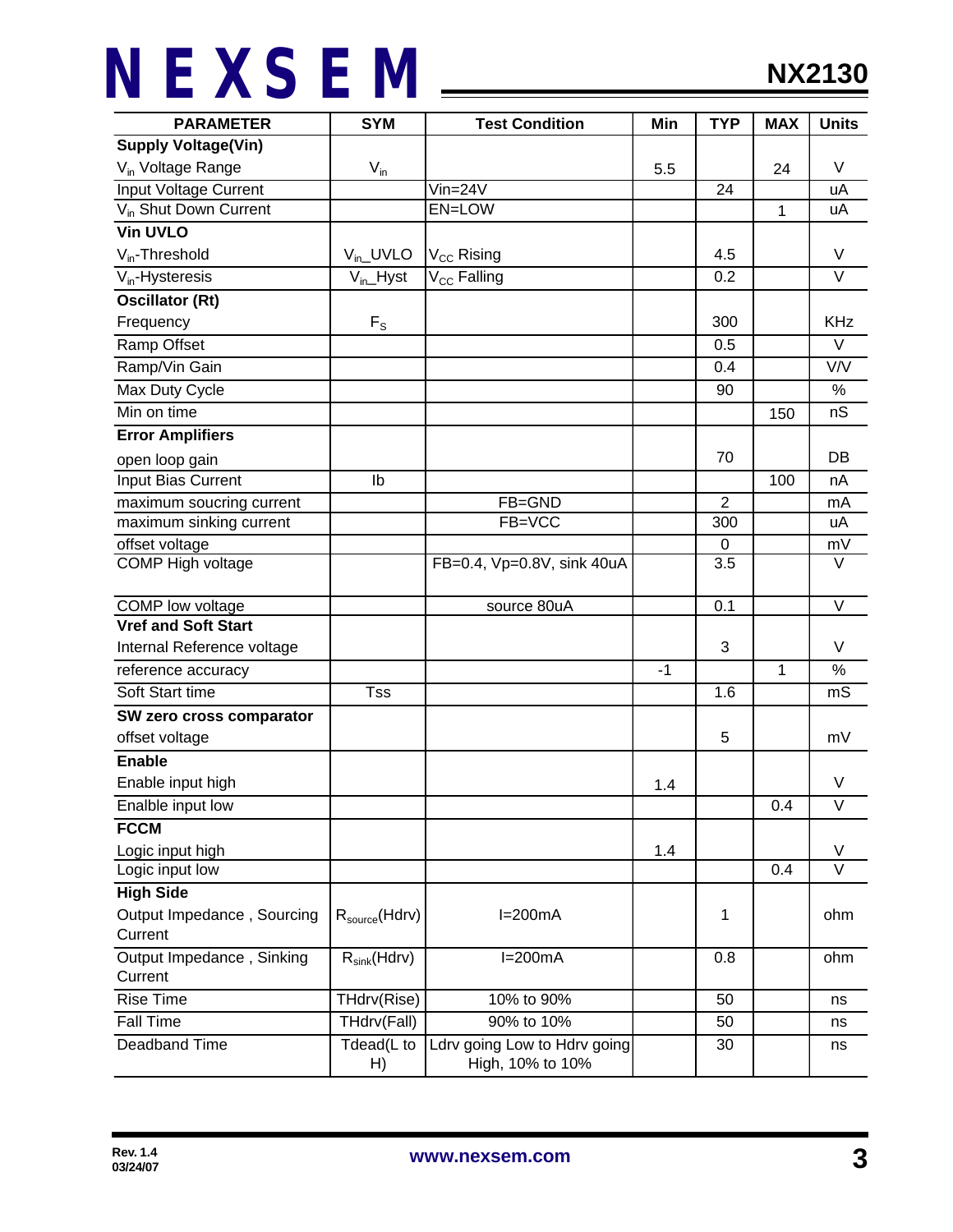| PARAMETER | SYM | Test Condition | Min | TYP | MAX | Units |
|---|---|---|---|---|---|---|
| **Supply Voltage(Vin)** | | | | | | |
| $V_{in}$ Voltage Range | $V_{in}$ | | 5.5 | | 24 | V |
| Input Voltage Current | | Vin=24V | | 24 | | uA |
| $V_{in}$ Shut Down Current | | EN=LOW | | | 1 | uA |
| **Vin UVLO** | | | | | | |
| $V_{in}$-Threshold | $V_{in}$_UVLO | $V_{CC}$ Rising | | 4.5 | | V |
| $V_{in}$-Hysteresis | $V_{in}$_Hyst | $V_{CC}$ Falling | | 0.2 | | V |
| **Oscillator (Rt)** | | | | | | |
| Frequency | $F_S$ | | | 300 | | KHz |
| Ramp Offset | | | | 0.5 | | V |
| Ramp/Vin Gain | | | | 0.4 | | V/V |
| Max Duty Cycle | | | | 90 | | % |
| Min on time | | | | | 150 | nS |
| **Error Amplifiers** | | | | | | |
| open loop gain | | | | 70 | | DB |
| Input Bias Current | Ib | | | | 100 | nA |
| maximum soucring current | | FB=GND | | 2 | | mA |
| maximum sinking current | | FB=VCC | | 300 | | uA |
| offset voltage | | | | 0 | | mV |
| COMP High voltage | | FB=0.4, Vp=0.8V, sink 40uA | | 3.5 | | V |
| COMP low voltage | | source 80uA | | 0.1 | | V |
| **Vref and Soft Start** | | | | | | |
| Internal Reference voltage | | | | 3 | | V |
| reference accuracy | | | -1 | | 1 | % |
| Soft Start time | Tss | | | 1.6 | | mS |
| **SW zero cross comparator** | | | | | | |
| offset voltage | | | | 5 | | mV |
| **Enable** | | | | | | |
| Enable input high | | | 1.4 | | | V |
| Enalble input low | | | | | 0.4 | V |
| **FCCM** | | | | | | |
| Logic input high | | | 1.4 | | | V |
| Logic input low | | | | | 0.4 | V |
| **High Side** | | | | | | |
| Output Impedance , Sourcing Current | $R_{source}$(Hdrv) | I=200mA | | 1 | | ohm |
| Output Impedance , Sinking Current | $R_{sink}$(Hdrv) | I=200mA | | 0.8 | | ohm |
| Rise Time | THdrv(Rise) | 10% to 90% | | 50 | | ns |
| Fall Time | THdrv(Fall) | 90% to 10% | | 50 | | ns |
| Deadband Time | Tdead(L to H) | Ldrv going Low to Hdrv going High, 10% to 10% | | 30 | | ns |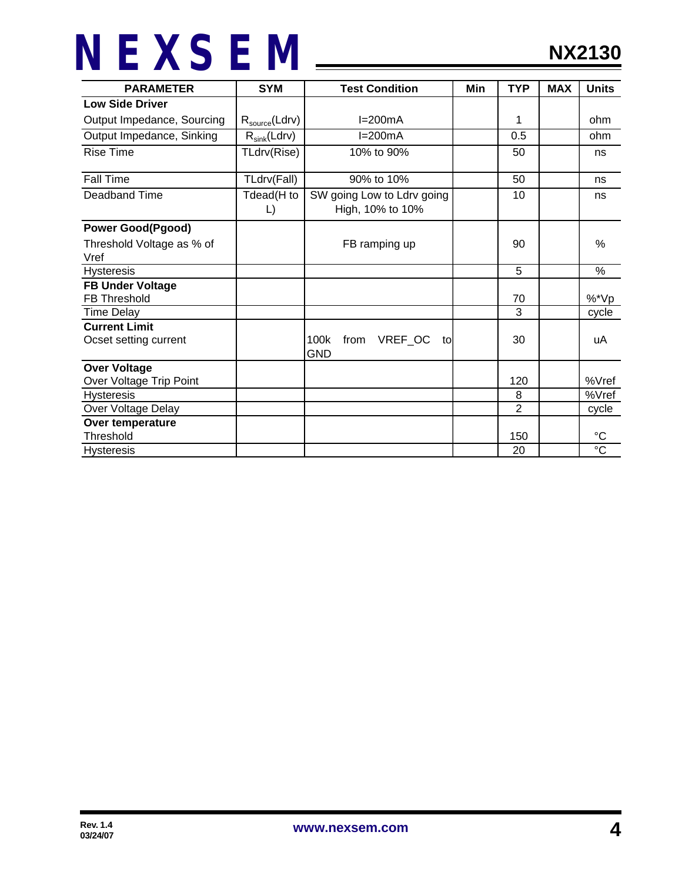| PARAMETER | SYM | Test Condition | Min | TYP | MAX | Units |
|---|---|---|---|---|---|---|
| **Low Side Driver** | | | | | | |
| Output Impedance, Sourcing | $R_{source}$(Ldrv) | I=200mA | | 1 | | ohm |
| Output Impedance, Sinking | $R_{sink}$(Ldrv) | I=200mA | | 0.5 | | ohm |
| Rise Time | TLdrv(Rise) | 10% to 90% | | 50 | | ns |
| Fall Time | TLdrv(Fall) | 90% to 10% | | 50 | | ns |
| Deadband Time | Tdead(H to L) | SW going Low to Ldrv going High, 10% to 10% | | 10 | | ns |
| **Power Good(Pgood)** | | | | | | |
| Threshold Voltage as % of Vref | | FB ramping up | | 90 | | % |
| Hysteresis | | | | 5 | | % |
| **FB Under Voltage** | | | | | | |
| FB Threshold | | | | 70 | | %*Vp |
| Time Delay | | | | 3 | | cycle |
| **Current Limit** | | | | | | |
| Ocset setting current | | 100k from VREF_OC to GND | | 30 | | uA |
| **Over Voltage** | | | | | | |
| Over Voltage Trip Point | | | | 120 | | %Vref |
| Hysteresis | | | | 8 | | %Vref |
| Over Voltage Delay | | | | 2 | | cycle |
| **Over temperature** | | | | | | |
| Threshold | | | | 150 | | °C |
| Hysteresis | | | | 20 | | °C |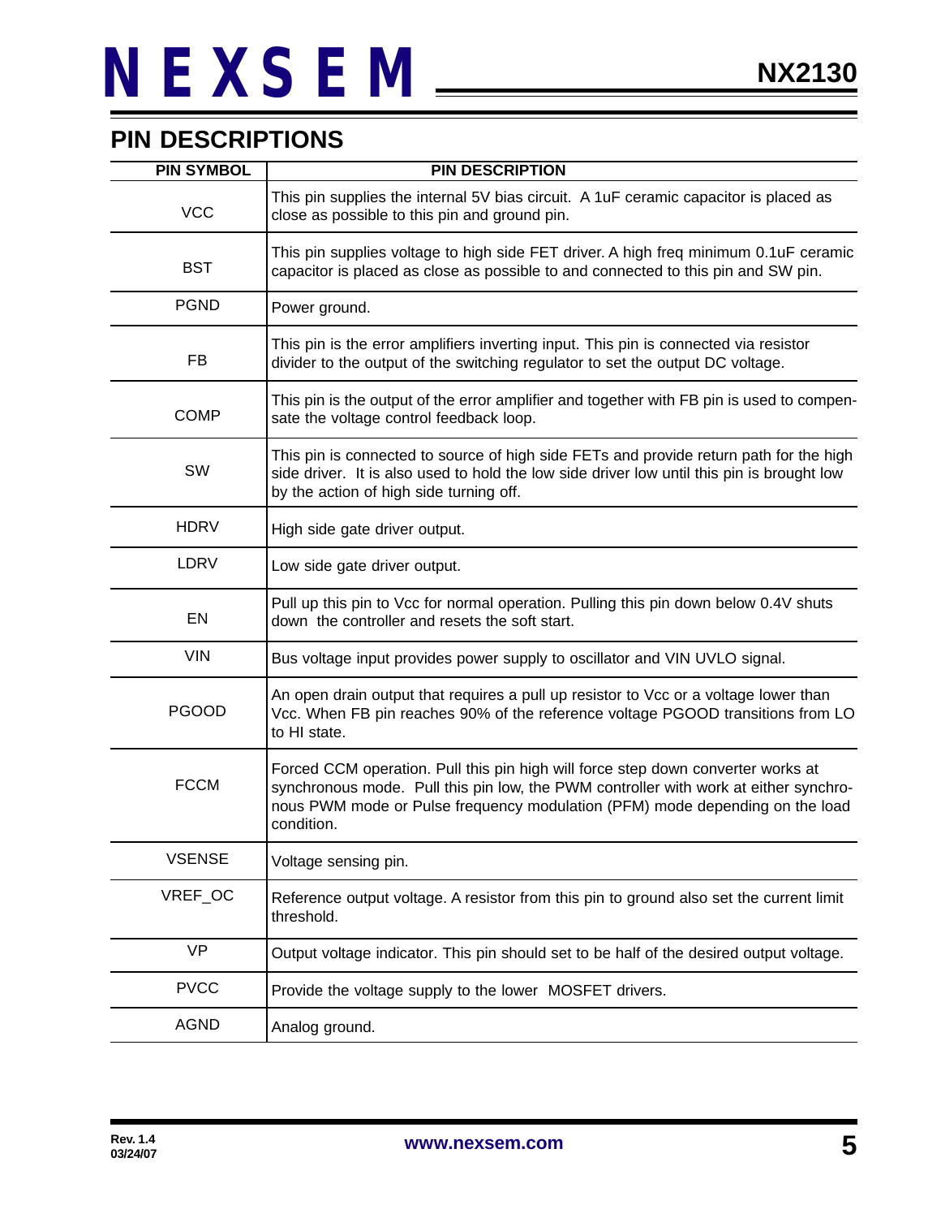## PIN DESCRIPTIONS

| PIN SYMBOL | PIN DESCRIPTION |
|---|---|
| VCC | This pin supplies the internal 5V bias circuit. A 1uF ceramic capacitor is placed as close as possible to this pin and ground pin. |
| BST | This pin supplies voltage to high side FET driver. A high freq minimum 0.1uF ceramic capacitor is placed as close as possible to and connected to this pin and SW pin. |
| PGND | Power ground. |
| FB | This pin is the error amplifiers inverting input. This pin is connected via resistor divider to the output of the switching regulator to set the output DC voltage. |
| COMP | This pin is the output of the error amplifier and together with FB pin is used to compensate the voltage control feedback loop. |
| SW | This pin is connected to source of high side FETs and provide return path for the high side driver. It is also used to hold the low side driver low until this pin is brought low by the action of high side turning off. |
| HDRV | High side gate driver output. |
| LDRV | Low side gate driver output. |
| EN | Pull up this pin to Vcc for normal operation. Pulling this pin down below 0.4V shuts down the controller and resets the soft start. |
| VIN | Bus voltage input provides power supply to oscillator and VIN UVLO signal. |
| PGOOD | An open drain output that requires a pull up resistor to Vcc or a voltage lower than Vcc. When FB pin reaches 90% of the reference voltage PGOOD transitions from LO to HI state. |
| FCCM | Forced CCM operation. Pull this pin high will force step down converter works at synchronous mode. Pull this pin low, the PWM controller with work at either synchronous PWM mode or Pulse frequency modulation (PFM) mode depending on the load condition. |
| VSENSE | Voltage sensing pin. |
| VREF_OC | Reference output voltage. A resistor from this pin to ground also set the current limit threshold. |
| VP | Output voltage indicator. This pin should set to be half of the desired output voltage. |
| PVCC | Provide the voltage supply to the lower MOSFET drivers. |
| AGND | Analog ground. |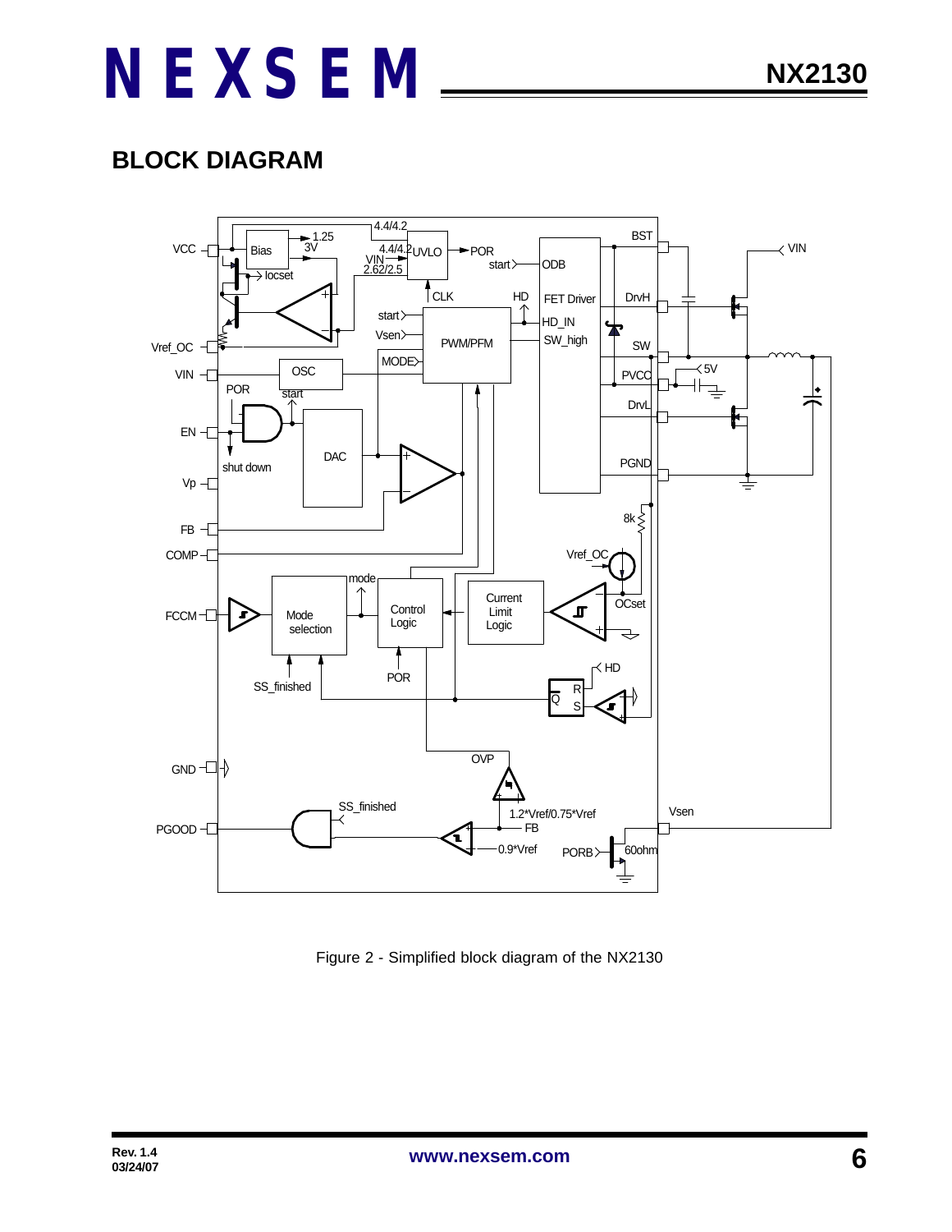## BLOCK DIAGRAM

Figure 2 - Simplified block diagram of the NX2130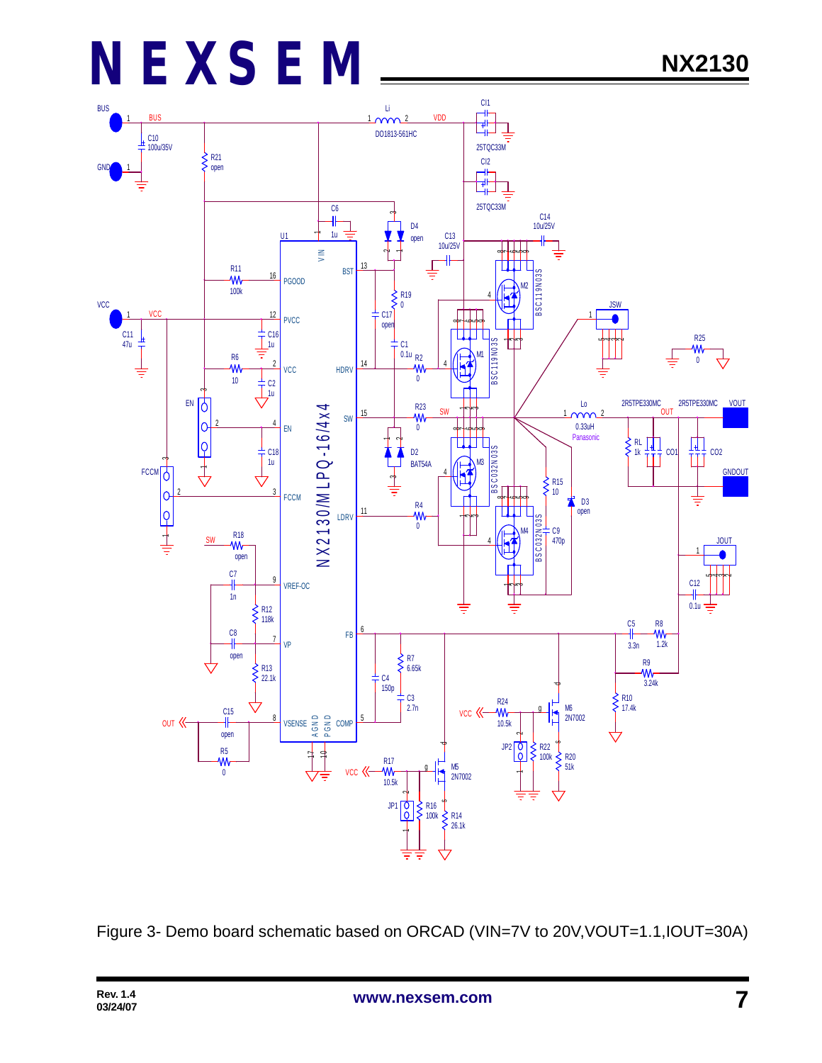Figure 3- Demo board schematic based on ORCAD (VIN=7V to 20V,VOUT=1.1,IOUT=30A)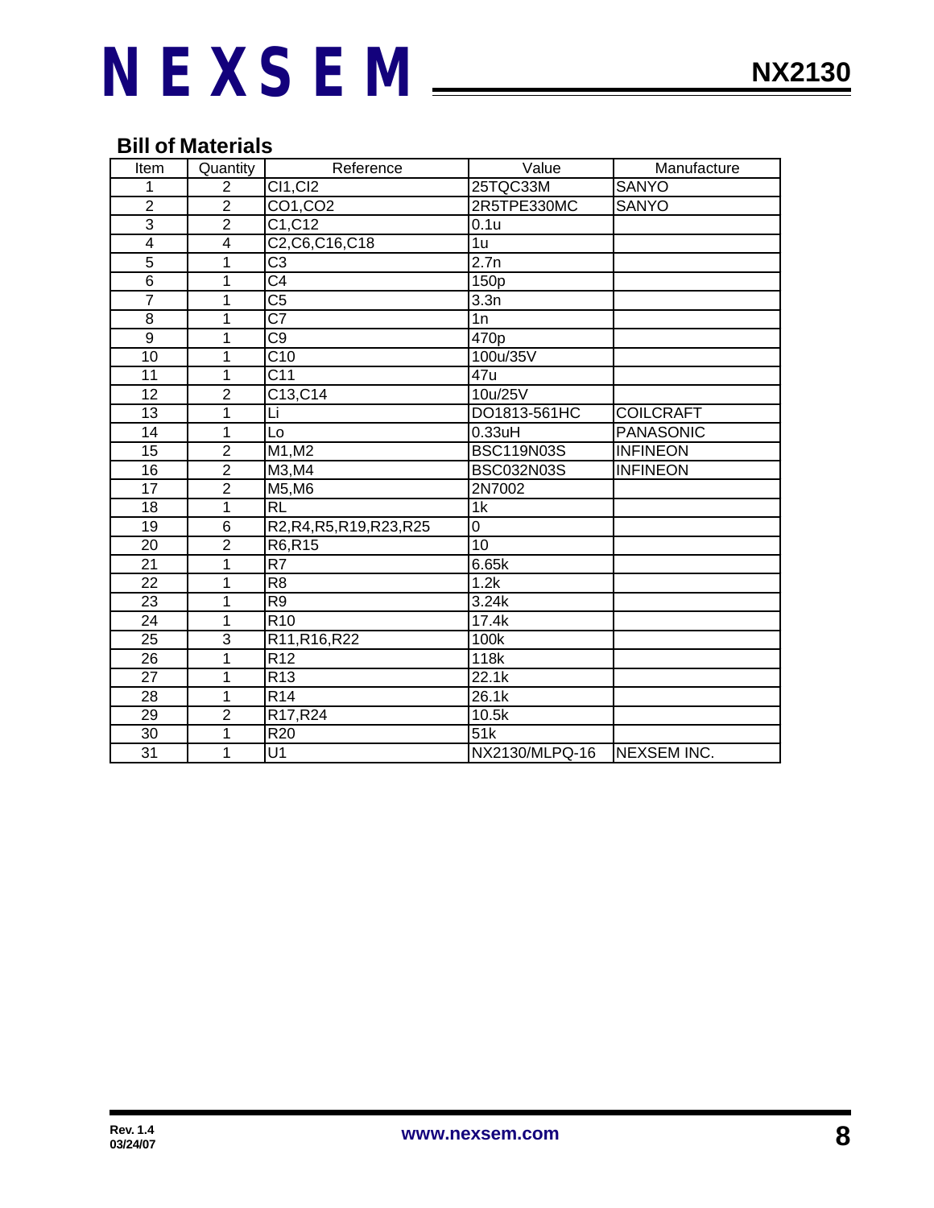## Bill of Materials

| Item | Quantity | Reference | Value | Manufacture |
|---|---|---|---|---|
| 1 | 2 | CI1,CI2 | 25TQC33M | SANYO |
| 2 | 2 | CO1,CO2 | 2R5TPE330MC | SANYO |
| 3 | 2 | C1,C12 | 0.1u | |
| 4 | 4 | C2,C6,C16,C18 | 1u | |
| 5 | 1 | C3 | 2.7n | |
| 6 | 1 | C4 | 150p | |
| 7 | 1 | C5 | 3.3n | |
| 8 | 1 | C7 | 1n | |
| 9 | 1 | C9 | 470p | |
| 10 | 1 | C10 | 100u/35V | |
| 11 | 1 | C11 | 47u | |
| 12 | 2 | C13,C14 | 10u/25V | |
| 13 | 1 | Li | DO1813-561HC | COILCRAFT |
| 14 | 1 | Lo | 0.33uH | PANASONIC |
| 15 | 2 | M1,M2 | BSC119N03S | INFINEON |
| 16 | 2 | M3,M4 | BSC032N03S | INFINEON |
| 17 | 2 | M5,M6 | 2N7002 | |
| 18 | 1 | RL | 1k | |
| 19 | 6 | R2,R4,R5,R19,R23,R25 | 0 | |
| 20 | 2 | R6,R15 | 10 | |
| 21 | 1 | R7 | 6.65k | |
| 22 | 1 | R8 | 1.2k | |
| 23 | 1 | R9 | 3.24k | |
| 24 | 1 | R10 | 17.4k | |
| 25 | 3 | R11,R16,R22 | 100k | |
| 26 | 1 | R12 | 118k | |
| 27 | 1 | R13 | 22.1k | |
| 28 | 1 | R14 | 26.1k | |
| 29 | 2 | R17,R24 | 10.5k | |
| 30 | 1 | R20 | 51k | |
| 31 | 1 | U1 | NX2130/MLPQ-16 | NEXSEM INC. |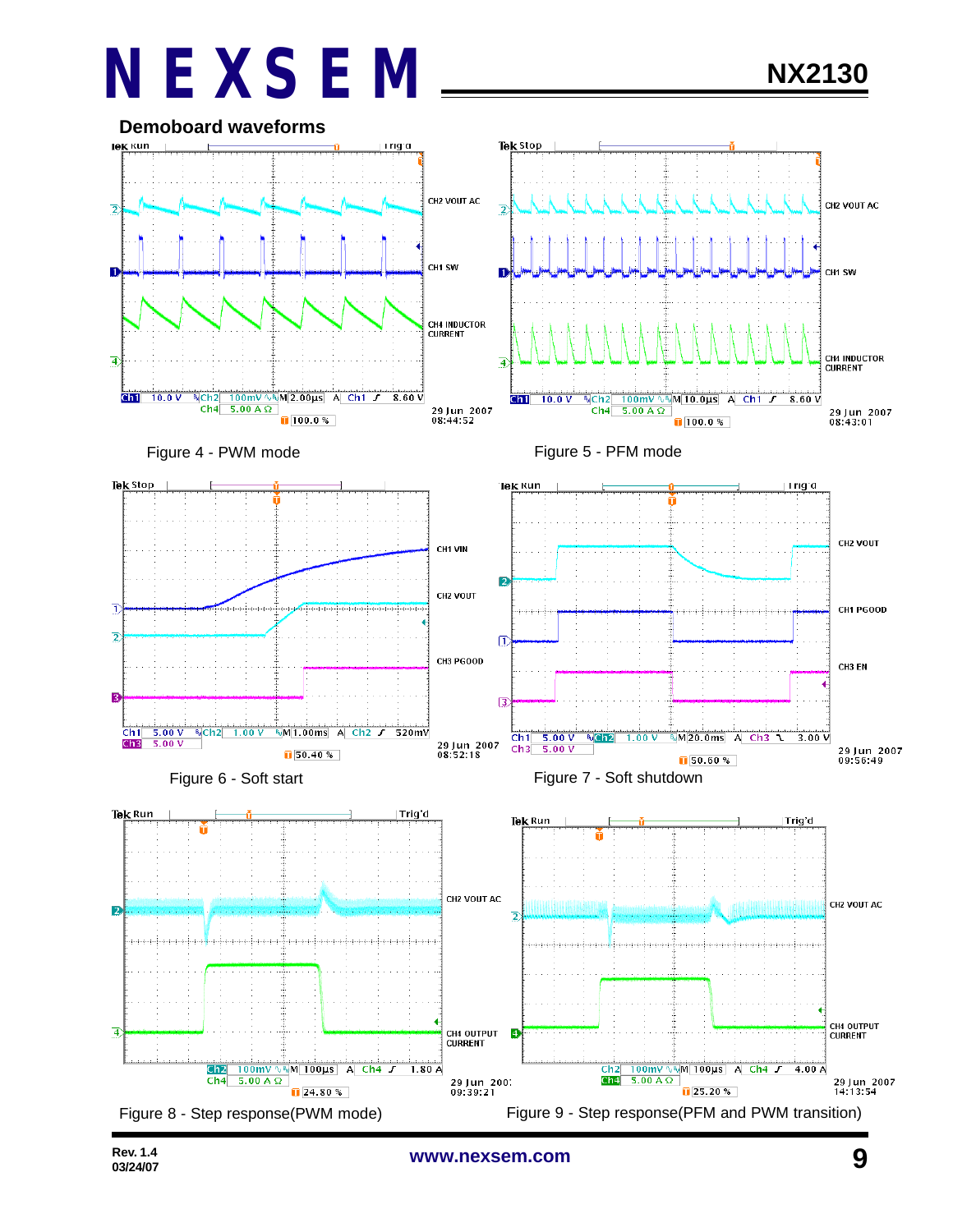## Demoboard waveforms

Figure 4 - PWM mode

Figure 5 - PFM mode

Figure 6 - Soft start

Figure 7 - Soft shutdown

Figure 8 - Step response(PWM mode)

Figure 9 - Step response(PFM and PWM transition)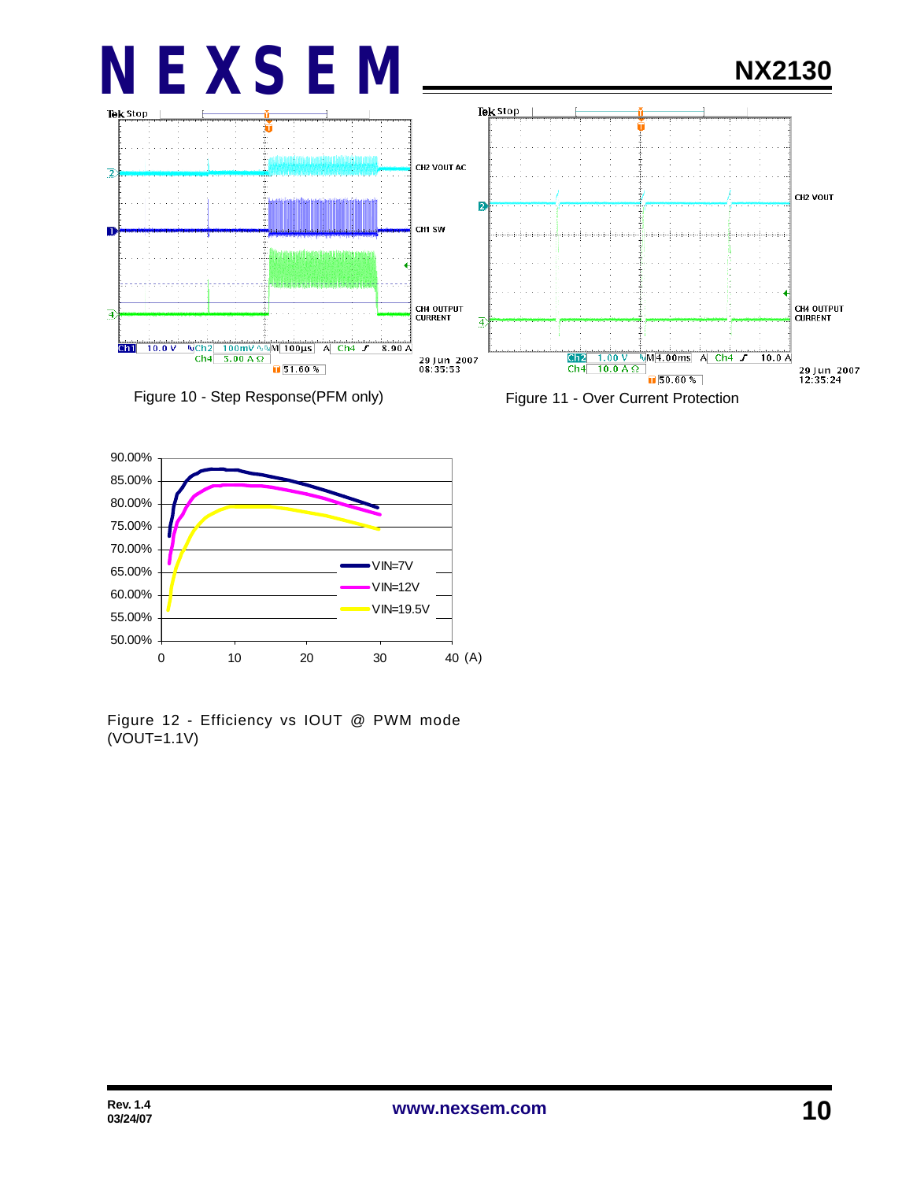Figure 10 - Step Response(PFM only)

Figure 11 - Over Current Protection

Figure 12 - Efficiency vs IOUT @ PWM mode (VOUT=1.1V)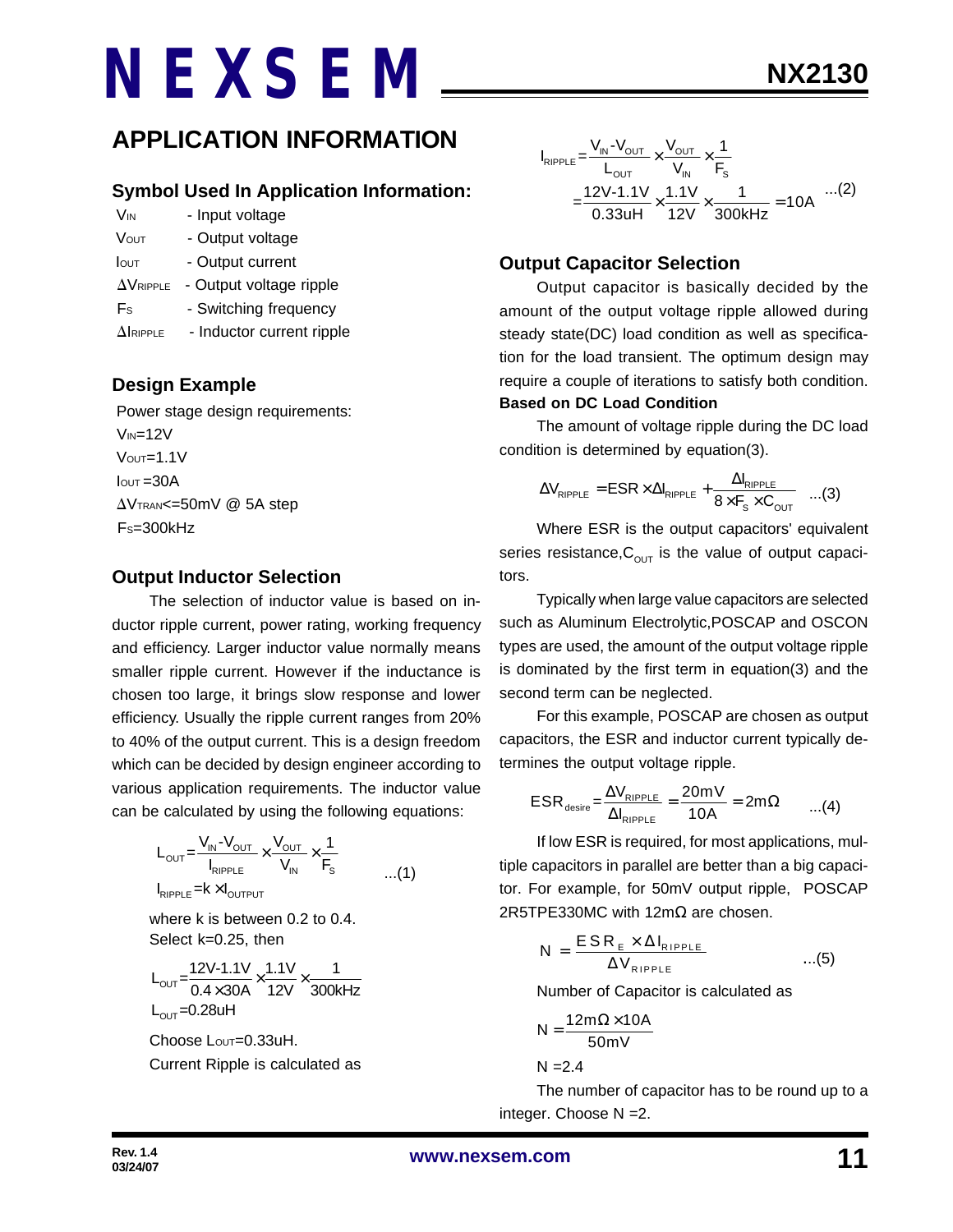## APPLICATION INFORMATION

### Symbol Used In Application Information:

$V_{IN}$ - Input voltage

$V_{OUT}$ - Output voltage

$I_{OUT}$ - Output current

$\Delta V_{RIPPLE}$ - Output voltage ripple

$F_S$ - Switching frequency

$\Delta I_{RIPPLE}$ - Inductor current ripple

### Design Example

Power stage design requirements:

$V_{IN}$=12V

$V_{OUT}$=1.1V

$I_{OUT}$=30A

$\Delta V_{TRAN}$<=50mV @ 5A step

$F_S$=300kHz

### Output Inductor Selection

The selection of inductor value is based on inductor ripple current, power rating, working frequency and efficiency. Larger inductor value normally means smaller ripple current. However if the inductance is chosen too large, it brings slow response and lower efficiency. Usually the ripple current ranges from 20% to 40% of the output current. This is a design freedom which can be decided by design engineer according to various application requirements. The inductor value can be calculated by using the following equations:

$$L_{OUT}=\frac{V_{IN}-V_{OUT}}{I_{RIPPLE}}\times\frac{V_{OUT}}{V_{IN}}\times\frac{1}{F_S} \qquad ...(1)$$

$$I_{RIPPLE}=k\times I_{OUTPUT}$$

where k is between 0.2 to 0.4.

Select k=0.25, then

$$L_{OUT}=\frac{12V-1.1V}{0.4\times30A}\times\frac{1.1V}{12V}\times\frac{1}{300kHz}$$

$$L_{OUT}=0.28uH$$

Choose $L_{OUT}$=0.33uH.

Current Ripple is calculated as

$$I_{RIPPLE}=\frac{V_{IN}-V_{OUT}}{L_{OUT}}\times\frac{V_{OUT}}{V_{IN}}\times\frac{1}{F_S}$$

$$=\frac{12V-1.1V}{0.33uH}\times\frac{1.1V}{12V}\times\frac{1}{300kHz}=10A \qquad ...(2)$$

### Output Capacitor Selection

Output capacitor is basically decided by the amount of the output voltage ripple allowed during steady state(DC) load condition as well as specification for the load transient. The optimum design may require a couple of iterations to satisfy both condition.

**Based on DC Load Condition**

The amount of voltage ripple during the DC load condition is determined by equation(3).

$$\Delta V_{RIPPLE}=ESR\times\Delta I_{RIPPLE}+\frac{\Delta I_{RIPPLE}}{8\times F_S\times C_{OUT}} \qquad ...(3)$$

Where ESR is the output capacitors' equivalent series resistance, $C_{OUT}$ is the value of output capacitors.

Typically when large value capacitors are selected such as Aluminum Electrolytic,POSCAP and OSCON types are used, the amount of the output voltage ripple is dominated by the first term in equation(3) and the second term can be neglected.

For this example, POSCAP are chosen as output capacitors, the ESR and inductor current typically determines the output voltage ripple.

$$ESR_{desire}=\frac{\Delta V_{RIPPLE}}{\Delta I_{RIPPLE}}=\frac{20mV}{10A}=2m\Omega \qquad ...(4)$$

If low ESR is required, for most applications, multiple capacitors in parallel are better than a big capacitor. For example, for 50mV output ripple, POSCAP 2R5TPE330MC with 12mΩ are chosen.

$$N=\frac{ESR_E\times\Delta I_{RIPPLE}}{\Delta V_{RIPPLE}} \qquad ...(5)$$

Number of Capacitor is calculated as

$$N=\frac{12m\Omega\times10A}{50mV}$$

$$N=2.4$$

The number of capacitor has to be round up to a integer. Choose N =2.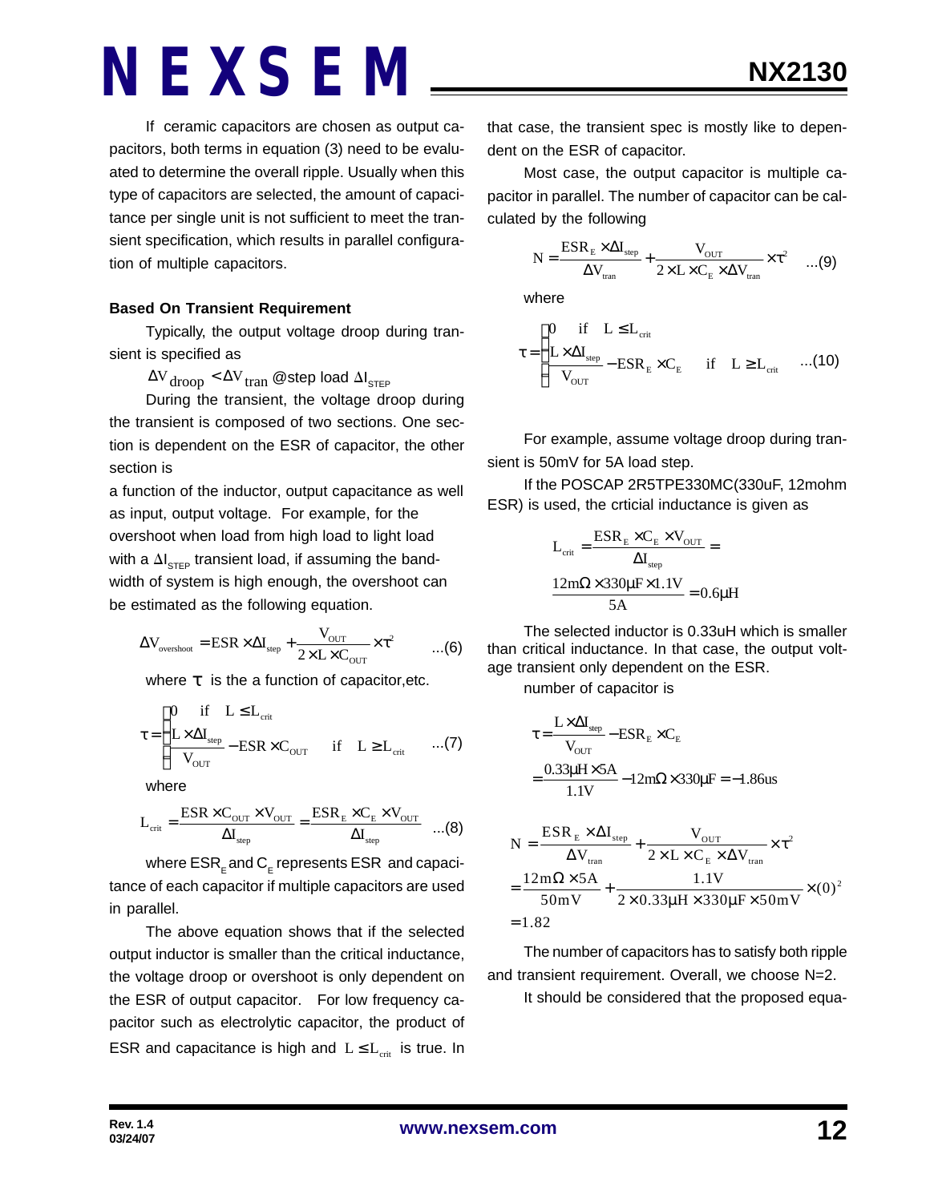If ceramic capacitors are chosen as output capacitors, both terms in equation (3) need to be evaluated to determine the overall ripple. Usually when this type of capacitors are selected, the amount of capacitance per single unit is not sufficient to meet the transient specification, which results in parallel configuration of multiple capacitors.

**Based On Transient Requirement**

Typically, the output voltage droop during transient is specified as

$\Delta V_{droop} < \Delta V_{tran}$ @step load $\Delta I_{STEP}$

During the transient, the voltage droop during the transient is composed of two sections. One section is dependent on the ESR of capacitor, the other section is

a function of the inductor, output capacitance as well as input, output voltage. For example, for the overshoot when load from high load to light load with a $\Delta I_{STEP}$ transient load, if assuming the bandwidth of system is high enough, the overshoot can be estimated as the following equation.

$$\Delta V_{overshoot} = ESR \times \Delta I_{step} + \frac{V_{OUT}}{2 \times L \times C_{OUT}} \times \tau^2 \quad ...(6)$$

where $\tau$ is the a function of capacitor,etc.

$$\tau = \begin{cases} 0 & \text{if} \quad L \leq L_{crit} \\ \dfrac{L \times \Delta I_{step}}{V_{OUT}} - ESR \times C_{OUT} & \text{if} \quad L \geq L_{crit} \end{cases} \quad ...(7)$$

where

$$L_{crit} = \frac{ESR \times C_{OUT} \times V_{OUT}}{\Delta I_{step}} = \frac{ESR_E \times C_E \times V_{OUT}}{\Delta I_{step}} \quad ...(8)$$

where $ESR_E$ and $C_E$ represents ESR and capacitance of each capacitor if multiple capacitors are used in parallel.

The above equation shows that if the selected output inductor is smaller than the critical inductance, the voltage droop or overshoot is only dependent on the ESR of output capacitor. For low frequency capacitor such as electrolytic capacitor, the product of ESR and capacitance is high and $L \leq L_{crit}$ is true. In that case, the transient spec is mostly like to dependent on the ESR of capacitor.

Most case, the output capacitor is multiple capacitor in parallel. The number of capacitor can be calculated by the following

$$N = \frac{ESR_E \times \Delta I_{step}}{\Delta V_{tran}} + \frac{V_{OUT}}{2 \times L \times C_E \times \Delta V_{tran}} \times \tau^2 \quad ...(9)$$

where

$$\tau = \begin{cases} 0 & \text{if} \quad L \leq L_{crit} \\ \dfrac{L \times \Delta I_{step}}{V_{OUT}} - ESR_E \times C_E & \text{if} \quad L \geq L_{crit} \end{cases} \quad ...(10)$$

For example, assume voltage droop during transient is 50mV for 5A load step.

If the POSCAP 2R5TPE330MC(330uF, 12mohm ESR) is used, the crticial inductance is given as

$$L_{crit} = \frac{ESR_E \times C_E \times V_{OUT}}{\Delta I_{step}} = \frac{12m\Omega \times 330\mu F \times 1.1V}{5A} = 0.6\mu H$$

The selected inductor is 0.33uH which is smaller than critical inductance. In that case, the output voltage transient only dependent on the ESR.

number of capacitor is

$$\tau = \frac{L \times \Delta I_{step}}{V_{OUT}} - ESR_E \times C_E = \frac{0.33\mu H \times 5A}{1.1V} - 12m\Omega \times 330\mu F = -1.86us$$

$$N = \frac{ESR_E \times \Delta I_{step}}{\Delta V_{tran}} + \frac{V_{OUT}}{2 \times L \times C_E \times \Delta V_{tran}} \times \tau^2$$
$$= \frac{12m\Omega \times 5A}{50mV} + \frac{1.1V}{2 \times 0.33\mu H \times 330\mu F \times 50mV} \times (0)^2$$
$$= 1.82$$

The number of capacitors has to satisfy both ripple and transient requirement. Overall, we choose N=2.

It should be considered that the proposed equa-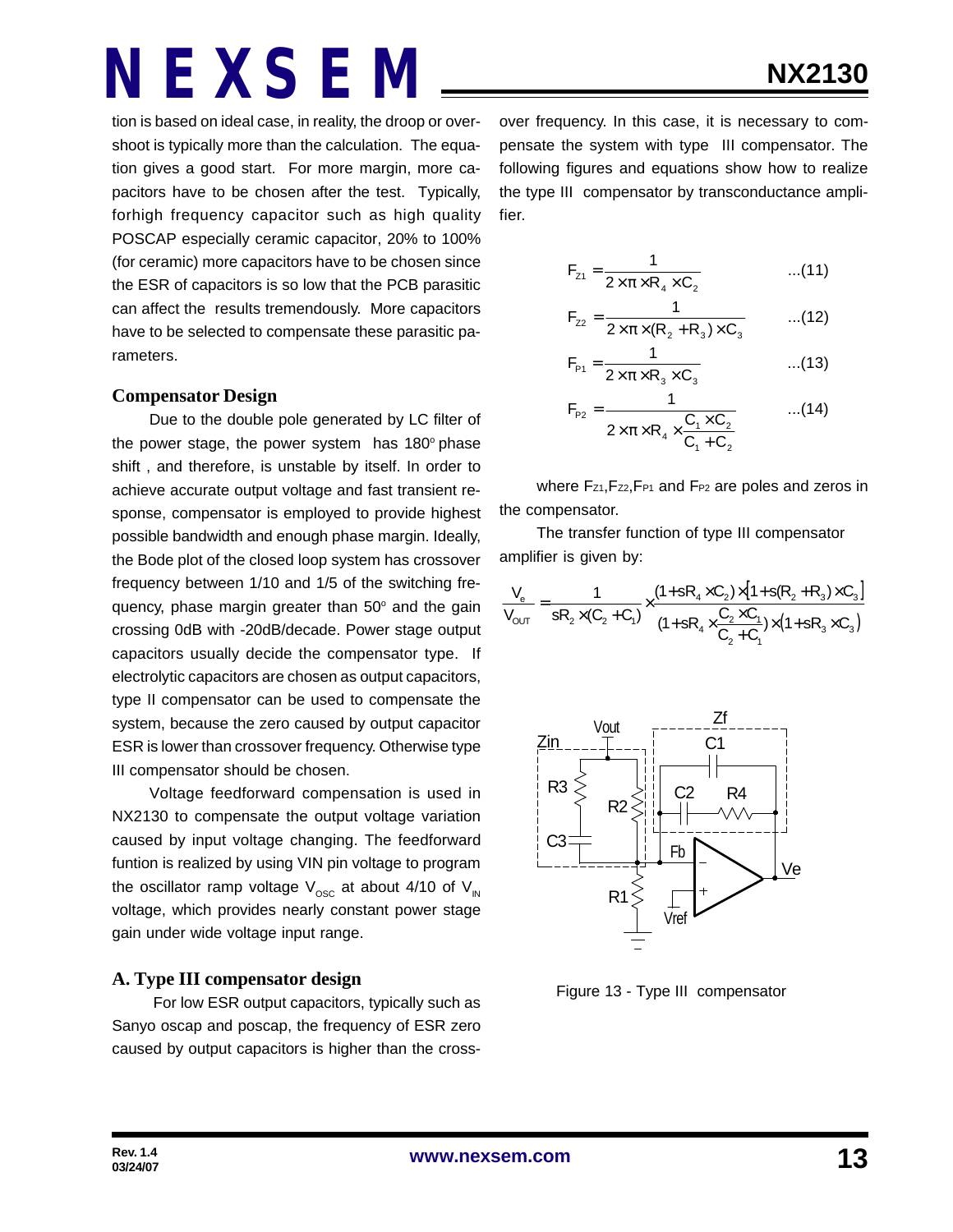tion is based on ideal case, in reality, the droop or overshoot is typically more than the calculation. The equation gives a good start. For more margin, more capacitors have to be chosen after the test. Typically, forhigh frequency capacitor such as high quality POSCAP especially ceramic capacitor, 20% to 100% (for ceramic) more capacitors have to be chosen since the ESR of capacitors is so low that the PCB parasitic can affect the results tremendously. More capacitors have to be selected to compensate these parasitic parameters.

### Compensator Design

Due to the double pole generated by LC filter of the power stage, the power system has 180° phase shift , and therefore, is unstable by itself. In order to achieve accurate output voltage and fast transient response, compensator is employed to provide highest possible bandwidth and enough phase margin. Ideally, the Bode plot of the closed loop system has crossover frequency between 1/10 and 1/5 of the switching frequency, phase margin greater than 50° and the gain crossing 0dB with -20dB/decade. Power stage output capacitors usually decide the compensator type. If electrolytic capacitors are chosen as output capacitors, type II compensator can be used to compensate the system, because the zero caused by output capacitor ESR is lower than crossover frequency. Otherwise type III compensator should be chosen.

Voltage feedforward compensation is used in NX2130 to compensate the output voltage variation caused by input voltage changing. The feedforward funtion is realized by using VIN pin voltage to program the oscillator ramp voltage $V_{OSC}$ at about 4/10 of $V_{IN}$ voltage, which provides nearly constant power stage gain under wide voltage input range.

### A. Type III compensator design

For low ESR output capacitors, typically such as Sanyo oscap and poscap, the frequency of ESR zero caused by output capacitors is higher than the crossover frequency. In this case, it is necessary to compensate the system with type III compensator. The following figures and equations show how to realize the type III compensator by transconductance amplifier.

$$F_{Z1} = \frac{1}{2 \times \pi \times R_4 \times C_2} \qquad ...(11)$$

$$F_{Z2} = \frac{1}{2 \times \pi \times (R_2 + R_3) \times C_3} \qquad ...(12)$$

$$F_{P1} = \frac{1}{2 \times \pi \times R_3 \times C_3} \qquad ...(13)$$

$$F_{P2} = \frac{1}{2 \times \pi \times R_4 \times \frac{C_1 \times C_2}{C_1 + C_2}} \qquad ...(14)$$

where $F_{Z1}$, $F_{Z2}$, $F_{P1}$ and $F_{P2}$ are poles and zeros in the compensator.

The transfer function of type III compensator amplifier is given by:

$$\frac{V_e}{V_{OUT}} = \frac{1}{sR_2 \times (C_2 + C_1)} \times \frac{(1 + sR_4 \times C_2) \times [1 + s(R_2 + R_3) \times C_3]}{(1 + sR_4 \times \frac{C_2 \times C_1}{C_2 + C_1}) \times (1 + sR_3 \times C_3)}$$

Figure 13 - Type III compensator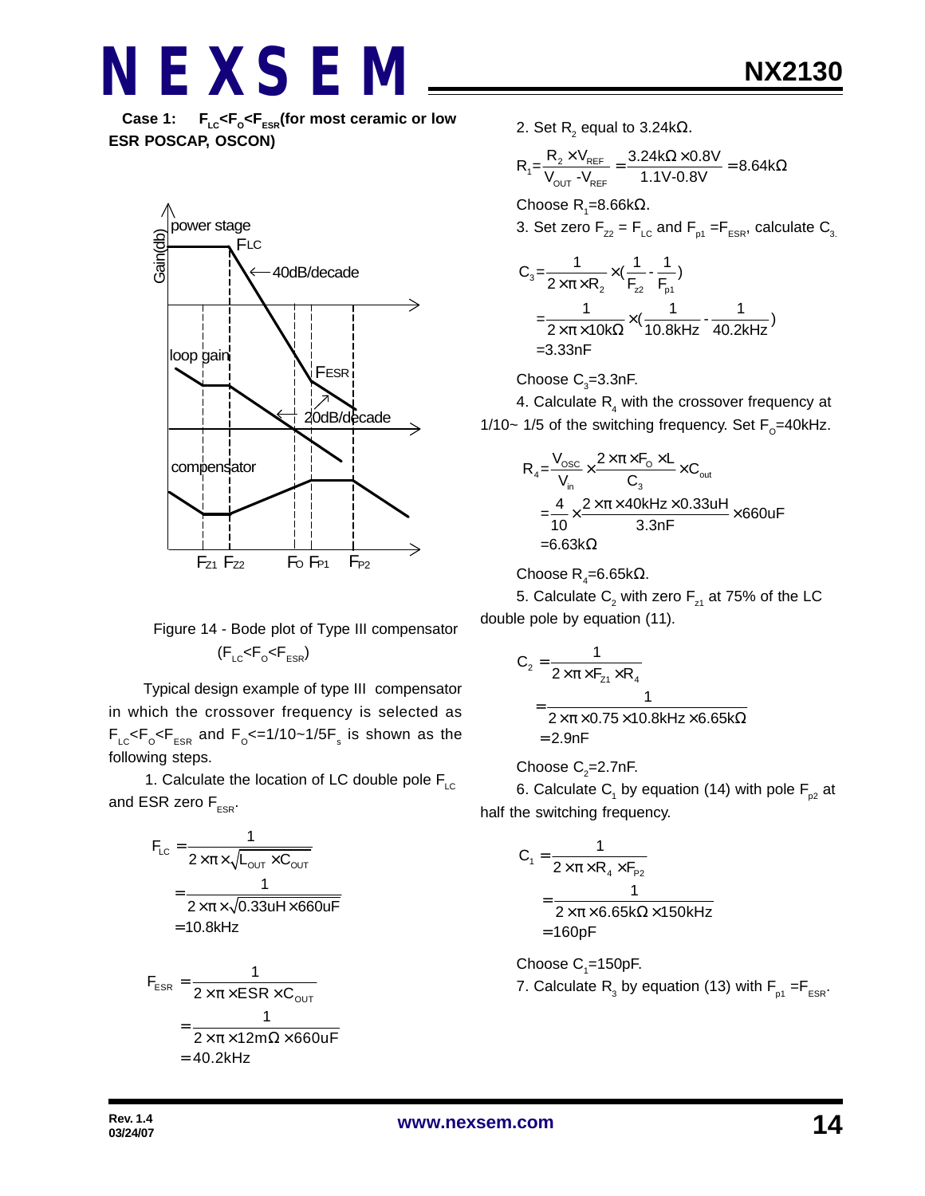**Case 1: $F_{LC}<F_O<F_{ESR}$(for most ceramic or low ESR POSCAP, OSCON)**

Figure 14 - Bode plot of Type III compensator ($F_{LC}<F_O<F_{ESR}$)

Typical design example of type III compensator in which the crossover frequency is selected as $F_{LC}<F_O<F_{ESR}$ and $F_O<=1/10\sim1/5F_s$ is shown as the following steps.

1. Calculate the location of LC double pole $F_{LC}$ and ESR zero $F_{ESR}$.

$$F_{LC}=\frac{1}{2\times\pi\times\sqrt{L_{OUT}\times C_{OUT}}}$$
$$=\frac{1}{2\times\pi\times\sqrt{0.33uH\times660uF}}$$
$$=10.8kHz$$

$$F_{ESR}=\frac{1}{2\times\pi\times ESR\times C_{OUT}}$$
$$=\frac{1}{2\times\pi\times12m\Omega\times660uF}$$
$$=40.2kHz$$

2. Set $R_2$ equal to 3.24kΩ.

$$R_1=\frac{R_2\times V_{REF}}{V_{OUT}-V_{REF}}=\frac{3.24k\Omega\times0.8V}{1.1V-0.8V}=8.64k\Omega$$

Choose $R_1$=8.66kΩ.

3. Set zero $F_{Z2}=F_{LC}$ and $F_{p1}=F_{ESR}$, calculate $C_3$.

$$C_3=\frac{1}{2\times\pi\times R_2}\times(\frac{1}{F_{z2}}-\frac{1}{F_{p1}})$$
$$=\frac{1}{2\times\pi\times10k\Omega}\times(\frac{1}{10.8kHz}-\frac{1}{40.2kHz})$$
$$=3.33nF$$

Choose $C_3$=3.3nF.

4. Calculate $R_4$ with the crossover frequency at 1/10~ 1/5 of the switching frequency. Set $F_O$=40kHz.

$$R_4=\frac{V_{OSC}}{V_{in}}\times\frac{2\times\pi\times F_O\times L}{C_3}\times C_{out}$$
$$=\frac{4}{10}\times\frac{2\times\pi\times40kHz\times0.33uH}{3.3nF}\times660uF$$
$$=6.63k\Omega$$

Choose $R_4$=6.65kΩ.

5. Calculate $C_2$ with zero $F_{z1}$ at 75% of the LC double pole by equation (11).

$$C_2=\frac{1}{2\times\pi\times F_{z1}\times R_4}$$
$$=\frac{1}{2\times\pi\times0.75\times10.8kHz\times6.65k\Omega}$$
$$=2.9nF$$

Choose $C_2$=2.7nF.

6. Calculate $C_1$ by equation (14) with pole $F_{p2}$ at half the switching frequency.

$$C_1=\frac{1}{2\times\pi\times R_4\times F_{P2}}$$
$$=\frac{1}{2\times\pi\times6.65k\Omega\times150kHz}$$
$$=160pF$$

Choose $C_1$=150pF.

7. Calculate $R_3$ by equation (13) with $F_{p1}=F_{ESR}$.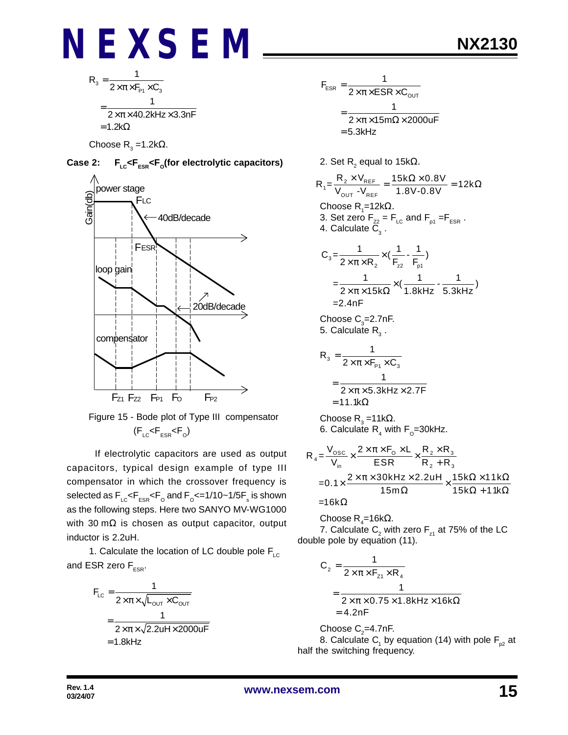$$R_3 = \frac{1}{2 \times \pi \times F_{P1} \times C_3}$$
$$= \frac{1}{2 \times \pi \times 40.2kHz \times 3.3nF}$$
$$= 1.2k\Omega$$

Choose $R_3$ =1.2kΩ.

**Case 2: $F_{LC}$<$F_{ESR}$<$F_O$(for electrolytic capacitors)**

Figure 15 - Bode plot of Type III compensator ($F_{LC}$<$F_{ESR}$<$F_O$)

If electrolytic capacitors are used as output capacitors, typical design example of type III compensator in which the crossover frequency is selected as $F_{LC}$<$F_{ESR}$<$F_O$ and $F_O$<=1/10~1/5$F_s$ is shown as the following steps. Here two SANYO MV-WG1000 with 30 mΩ is chosen as output capacitor, output inductor is 2.2uH.

1. Calculate the location of LC double pole $F_{LC}$ and ESR zero $F_{ESR}$.

$$F_{LC} = \frac{1}{2 \times \pi \times \sqrt{L_{OUT} \times C_{OUT}}}$$
$$= \frac{1}{2 \times \pi \times \sqrt{2.2uH \times 2000uF}}$$
$$= 1.8kHz$$

$$F_{ESR} = \frac{1}{2 \times \pi \times ESR \times C_{OUT}}$$
$$= \frac{1}{2 \times \pi \times 15m\Omega \times 2000uF}$$
$$= 5.3kHz$$

2. Set $R_2$ equal to 15kΩ.

$$R_1 = \frac{R_2 \times V_{REF}}{V_{OUT} - V_{REF}} = \frac{15k\Omega \times 0.8V}{1.8V - 0.8V} = 12k\Omega$$

Choose $R_1$=12kΩ.

3. Set zero $F_{z2}$ = $F_{LC}$ and $F_{p1}$ =$F_{ESR}$ .

4. Calculate $C_3$ .

$$C_3 = \frac{1}{2 \times \pi \times R_2} \times \left(\frac{1}{F_{z2}} - \frac{1}{F_{p1}}\right)$$
$$= \frac{1}{2 \times \pi \times 15k\Omega} \times \left(\frac{1}{1.8kHz} - \frac{1}{5.3kHz}\right)$$
$$= 2.4nF$$

Choose $C_3$=2.7nF.

5. Calculate $R_3$ .

$$R_3 = \frac{1}{2 \times \pi \times F_{P1} \times C_3}$$
$$= \frac{1}{2 \times \pi \times 5.3kHz \times 2.7F}$$
$$= 11.1k\Omega$$

Choose $R_3$ =11kΩ.

6. Calculate $R_4$ with $F_O$=30kHz.

$$R_4 = \frac{V_{OSC}}{V_{in}} \times \frac{2 \times \pi \times F_O \times L}{ESR} \times \frac{R_2 \times R_3}{R_2 + R_3}$$
$$= 0.1 \times \frac{2 \times \pi \times 30kHz \times 2.2uH}{15m\Omega} \times \frac{15k\Omega \times 11k\Omega}{15k\Omega + 11k\Omega}$$
$$= 16k\Omega$$

Choose $R_4$=16kΩ.

7. Calculate $C_2$ with zero $F_{z1}$ at 75% of the LC double pole by equation (11).

$$C_2 = \frac{1}{2 \times \pi \times F_{z1} \times R_4}$$
$$= \frac{1}{2 \times \pi \times 0.75 \times 1.8kHz \times 16k\Omega}$$
$$= 4.2nF$$

Choose $C_2$=4.7nF.

8. Calculate $C_1$ by equation (14) with pole $F_{p2}$ at half the switching frequency.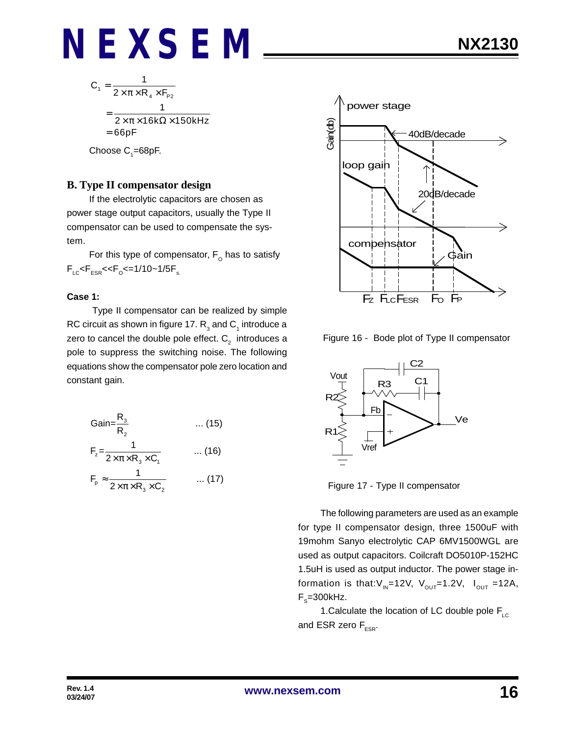$$C_1 = \frac{1}{2 \times \pi \times R_4 \times F_{P2}}$$
$$= \frac{1}{2 \times \pi \times 16k\Omega \times 150kHz}$$
$$= 66pF$$

Choose $C_1$=68pF.

### B. Type II compensator design

If the electrolytic capacitors are chosen as power stage output capacitors, usually the Type II compensator can be used to compensate the system.

For this type of compensator, $F_O$ has to satisfy $F_{LC}<F_{ESR}<<F_O<=1/10\sim1/5F_s$.

**Case 1:**

Type II compensator can be realized by simple RC circuit as shown in figure 17. $R_3$ and $C_1$ introduce a zero to cancel the double pole effect. $C_2$ introduces a pole to suppress the switching noise. The following equations show the compensator pole zero location and constant gain.

$$\text{Gain}=\frac{R_3}{R_2} \quad \text{... (15)}$$

$$F_z=\frac{1}{2 \times \pi \times R_3 \times C_1} \quad \text{... (16)}$$

$$F_p \approx \frac{1}{2 \times \pi \times R_3 \times C_2} \quad \text{... (17)}$$

Figure 16 - Bode plot of Type II compensator

Figure 17 - Type II compensator

The following parameters are used as an example for type II compensator design, three 1500uF with 19mohm Sanyo electrolytic CAP 6MV1500WGL are used as output capacitors. Coilcraft DO5010P-152HC 1.5uH is used as output inductor. The power stage information is that: $V_{IN}$=12V, $V_{OUT}$=1.2V, $I_{OUT}$ =12A, $F_S$=300kHz.

1.Calculate the location of LC double pole $F_{LC}$ and ESR zero $F_{ESR}$.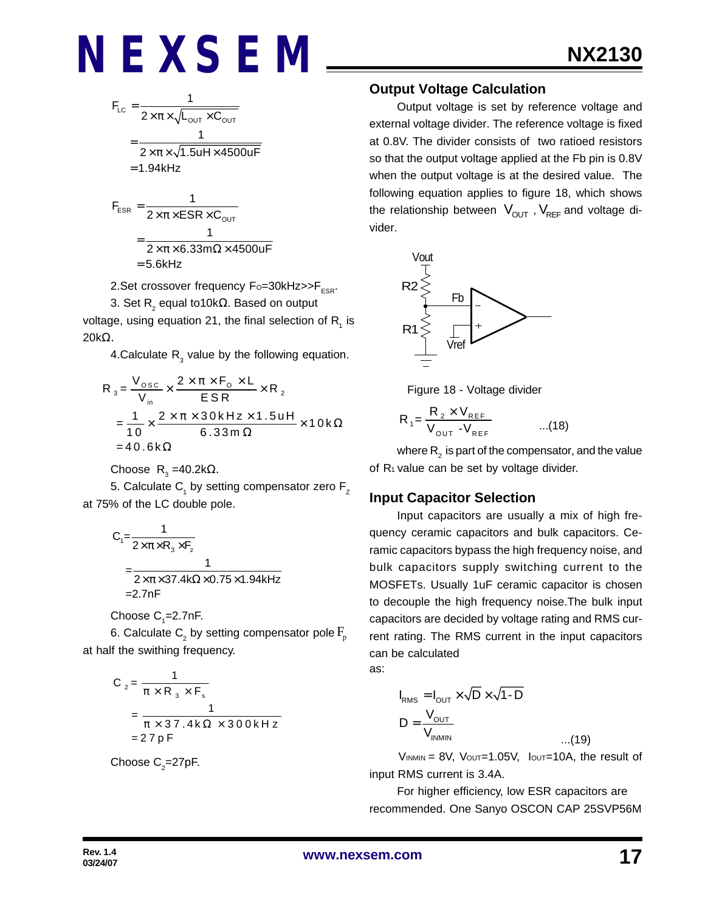$$F_{LC} = \frac{1}{2 \times \pi \times \sqrt{L_{OUT} \times C_{OUT}}}$$
$$= \frac{1}{2 \times \pi \times \sqrt{1.5uH \times 4500uF}}$$
$$= 1.94kHz$$

$$F_{ESR} = \frac{1}{2 \times \pi \times ESR \times C_{OUT}}$$
$$= \frac{1}{2 \times \pi \times 6.33m\Omega \times 4500uF}$$
$$= 5.6kHz$$

2.Set crossover frequency $F_O$=30kHz>>$F_{ESR}$.

3. Set $R_2$ equal to10kΩ. Based on output voltage, using equation 21, the final selection of $R_1$ is 20kΩ.

4.Calculate $R_3$ value by the following equation.

$$R_3 = \frac{V_{OSC}}{V_{in}} \times \frac{2 \times \pi \times F_O \times L}{ESR} \times R_2$$
$$= \frac{1}{10} \times \frac{2 \times \pi \times 30kHz \times 1.5uH}{6.33m\Omega} \times 10k\Omega$$
$$= 40.6k\Omega$$

Choose $R_3$ =40.2kΩ.

5. Calculate $C_1$ by setting compensator zero $F_Z$ at 75% of the LC double pole.

$$C_1 = \frac{1}{2 \times \pi \times R_3 \times F_z}$$
$$= \frac{1}{2 \times \pi \times 37.4k\Omega \times 0.75 \times 1.94kHz}$$
$$= 2.7nF$$

Choose $C_1$=2.7nF.

6. Calculate $C_2$ by setting compensator pole $F_p$ at half the swithing frequency.

$$C_2 = \frac{1}{\pi \times R_3 \times F_s}$$
$$= \frac{1}{\pi \times 37.4k\Omega \times 300kHz}$$
$$= 27pF$$

Choose $C_2$=27pF.

## Output Voltage Calculation

Output voltage is set by reference voltage and external voltage divider. The reference voltage is fixed at 0.8V. The divider consists of two ratioed resistors so that the output voltage applied at the Fb pin is 0.8V when the output voltage is at the desired value. The following equation applies to figure 18, which shows the relationship between $V_{OUT}$, $V_{REF}$ and voltage divider.

Figure 18 - Voltage divider

$$R_1 = \frac{R_2 \times V_{REF}}{V_{OUT} - V_{REF}} \qquad ...(18)$$

where $R_2$ is part of the compensator, and the value of $R_1$ value can be set by voltage divider.

## Input Capacitor Selection

Input capacitors are usually a mix of high frequency ceramic capacitors and bulk capacitors. Ceramic capacitors bypass the high frequency noise, and bulk capacitors supply switching current to the MOSFETs. Usually 1uF ceramic capacitor is chosen to decouple the high frequency noise.The bulk input capacitors are decided by voltage rating and RMS current rating. The RMS current in the input capacitors can be calculated as:

$$I_{RMS} = I_{OUT} \times \sqrt{D} \times \sqrt{1-D}$$
$$D = \frac{V_{OUT}}{V_{INMIN}} \qquad ...(19)$$

$V_{INMIN}$ = 8V, $V_{OUT}$=1.05V, $I_{OUT}$=10A, the result of input RMS current is 3.4A.

For higher efficiency, low ESR capacitors are recommended. One Sanyo OSCON CAP 25SVP56M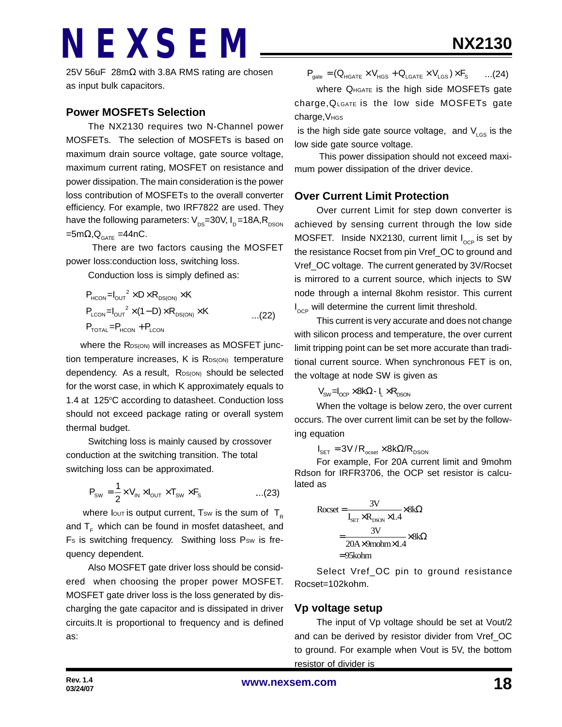25V 56uF 28mΩ with 3.8A RMS rating are chosen as input bulk capacitors.

### Power MOSFETs Selection

The NX2130 requires two N-Channel power MOSFETs. The selection of MOSFETs is based on maximum drain source voltage, gate source voltage, maximum current rating, MOSFET on resistance and power dissipation. The main consideration is the power loss contribution of MOSFETs to the overall converter efficiency. For example, two IRF7822 are used. They have the following parameters: $V_{DS}$=30V, $I_D$=18A, $R_{DSON}$ =5mΩ, $Q_{GATE}$ =44nC.

There are two factors causing the MOSFET power loss:conduction loss, switching loss.

Conduction loss is simply defined as:

$$
\begin{aligned}
P_{HCON} &= I_{OUT}{}^2 \times D \times R_{DS(ON)} \times K \\
P_{LCON} &= I_{OUT}{}^2 \times (1-D) \times R_{DS(ON)} \times K \\
P_{TOTAL} &= P_{HCON} + P_{LCON}
\end{aligned}
\quad ...(22)
$$

where the $R_{DS(ON)}$ will increases as MOSFET junction temperature increases, K is $R_{DS(ON)}$ temperature dependency. As a result, $R_{DS(ON)}$ should be selected for the worst case, in which K approximately equals to 1.4 at 125°C according to datasheet. Conduction loss should not exceed package rating or overall system thermal budget.

Switching loss is mainly caused by crossover conduction at the switching transition. The total switching loss can be approximated.

$$P_{SW} = \frac{1}{2} \times V_{IN} \times I_{OUT} \times T_{SW} \times F_S \quad ...(23)$$

where $I_{OUT}$ is output current, $T_{SW}$ is the sum of $T_R$ and $T_F$ which can be found in mosfet datasheet, and $F_S$ is switching frequency. Swithing loss $P_{SW}$ is frequency dependent.

Also MOSFET gate driver loss should be considered when choosing the proper power MOSFET. MOSFET gate driver loss is the loss generated by discharging the gate capacitor and is dissipated in driver circuits.It is proportional to frequency and is defined as:

$$P_{gate} = (Q_{HGATE} \times V_{HGS} + Q_{LGATE} \times V_{LGS}) \times F_S \quad ...(24)$$

where $Q_{HGATE}$ is the high side MOSFETs gate charge, $Q_{LGATE}$ is the low side MOSFETs gate charge, $V_{HGS}$ is the high side gate source voltage, and $V_{LGS}$ is the low side gate source voltage.

This power dissipation should not exceed maximum power dissipation of the driver device.

### Over Current Limit Protection

Over current Limit for step down converter is achieved by sensing current through the low side MOSFET. Inside NX2130, current limit $I_{OCP}$ is set by the resistance Rocset from pin Vref_OC to ground and Vref_OC voltage. The current generated by 3V/Rocset is mirrored to a current source, which injects to SW node through a internal 8kohm resistor. This current $I_{OCP}$ will determine the current limit threshold.

This current is very accurate and does not change with silicon process and temperature, the over current limit tripping point can be set more accurate than traditional current source. When synchronous FET is on, the voltage at node SW is given as

$$V_{SW} = I_{OCP} \times 8k\Omega - I_L \times R_{DSON}$$

When the voltage is below zero, the over current occurs. The over current limit can be set by the following equation

$$I_{SET} = 3V / R_{ocset} \times 8k\Omega / R_{DSON}$$

For example, For 20A current limit and 9mohm Rdson for IRFR3706, the OCP set resistor is calculated as

$$
\begin{aligned}
Rocset &= \frac{3V}{I_{SET} \times R_{DSON} \times 1.4} \times 8k\Omega \\
&= \frac{3V}{20A \times 9mohm \times 1.4} \times 8k\Omega \\
&= 95kohm
\end{aligned}
$$

Select Vref_OC pin to ground resistance Rocset=102kohm.

### Vp voltage setup

The input of Vp voltage should be set at Vout/2 and can be derived by resistor divider from Vref_OC to ground. For example when Vout is 5V, the bottom resistor of divider is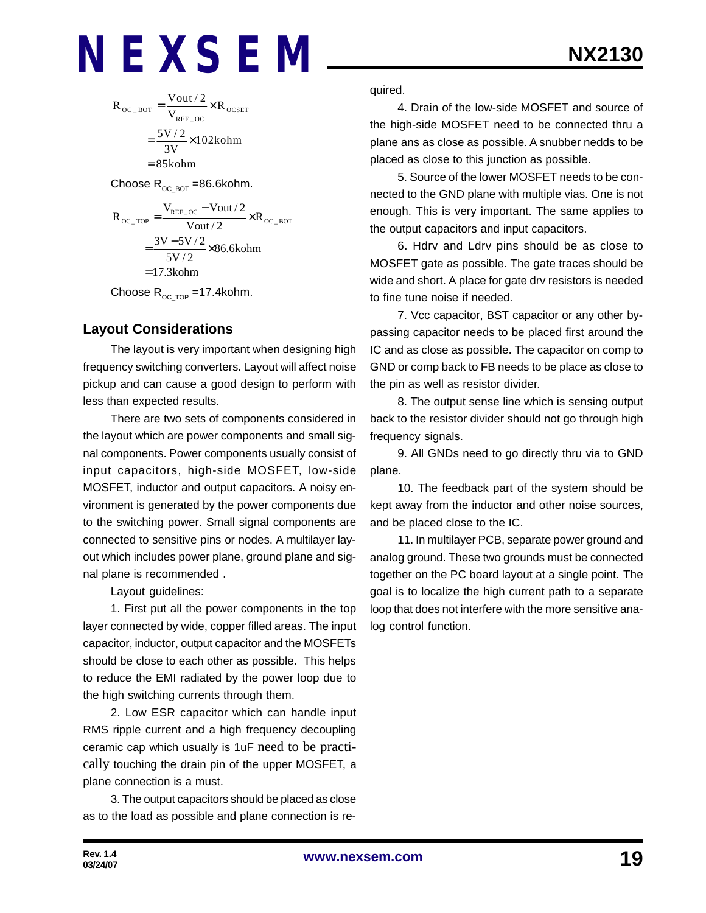$$R_{OC\_BOT} = \frac{Vout/2}{V_{REF\_OC}} \times R_{OCSET}$$
$$= \frac{5V/2}{3V} \times 102kohm$$
$$= 85kohm$$

Choose $R_{OC\_BOT}$ =86.6kohm.

$$R_{OC\_TOP} = \frac{V_{REF\_OC} - Vout/2}{Vout/2} \times R_{OC\_BOT}$$
$$= \frac{3V - 5V/2}{5V/2} \times 86.6kohm$$
$$= 17.3kohm$$

Choose $R_{OC\_TOP}$ =17.4kohm.

## Layout Considerations

The layout is very important when designing high frequency switching converters. Layout will affect noise pickup and can cause a good design to perform with less than expected results.

There are two sets of components considered in the layout which are power components and small signal components. Power components usually consist of input capacitors, high-side MOSFET, low-side MOSFET, inductor and output capacitors. A noisy environment is generated by the power components due to the switching power. Small signal components are connected to sensitive pins or nodes. A multilayer layout which includes power plane, ground plane and signal plane is recommended .

Layout guidelines:

1. First put all the power components in the top layer connected by wide, copper filled areas. The input capacitor, inductor, output capacitor and the MOSFETs should be close to each other as possible. This helps to reduce the EMI radiated by the power loop due to the high switching currents through them.

2. Low ESR capacitor which can handle input RMS ripple current and a high frequency decoupling ceramic cap which usually is 1uF need to be practically touching the drain pin of the upper MOSFET, a plane connection is a must.

3. The output capacitors should be placed as close as to the load as possible and plane connection is required.

4. Drain of the low-side MOSFET and source of the high-side MOSFET need to be connected thru a plane ans as close as possible. A snubber nedds to be placed as close to this junction as possible.

5. Source of the lower MOSFET needs to be connected to the GND plane with multiple vias. One is not enough. This is very important. The same applies to the output capacitors and input capacitors.

6. Hdrv and Ldrv pins should be as close to MOSFET gate as possible. The gate traces should be wide and short. A place for gate drv resistors is needed to fine tune noise if needed.

7. Vcc capacitor, BST capacitor or any other bypassing capacitor needs to be placed first around the IC and as close as possible. The capacitor on comp to GND or comp back to FB needs to be place as close to the pin as well as resistor divider.

8. The output sense line which is sensing output back to the resistor divider should not go through high frequency signals.

9. All GNDs need to go directly thru via to GND plane.

10. The feedback part of the system should be kept away from the inductor and other noise sources, and be placed close to the IC.

11. In multilayer PCB, separate power ground and analog ground. These two grounds must be connected together on the PC board layout at a single point. The goal is to localize the high current path to a separate loop that does not interfere with the more sensitive analog control function.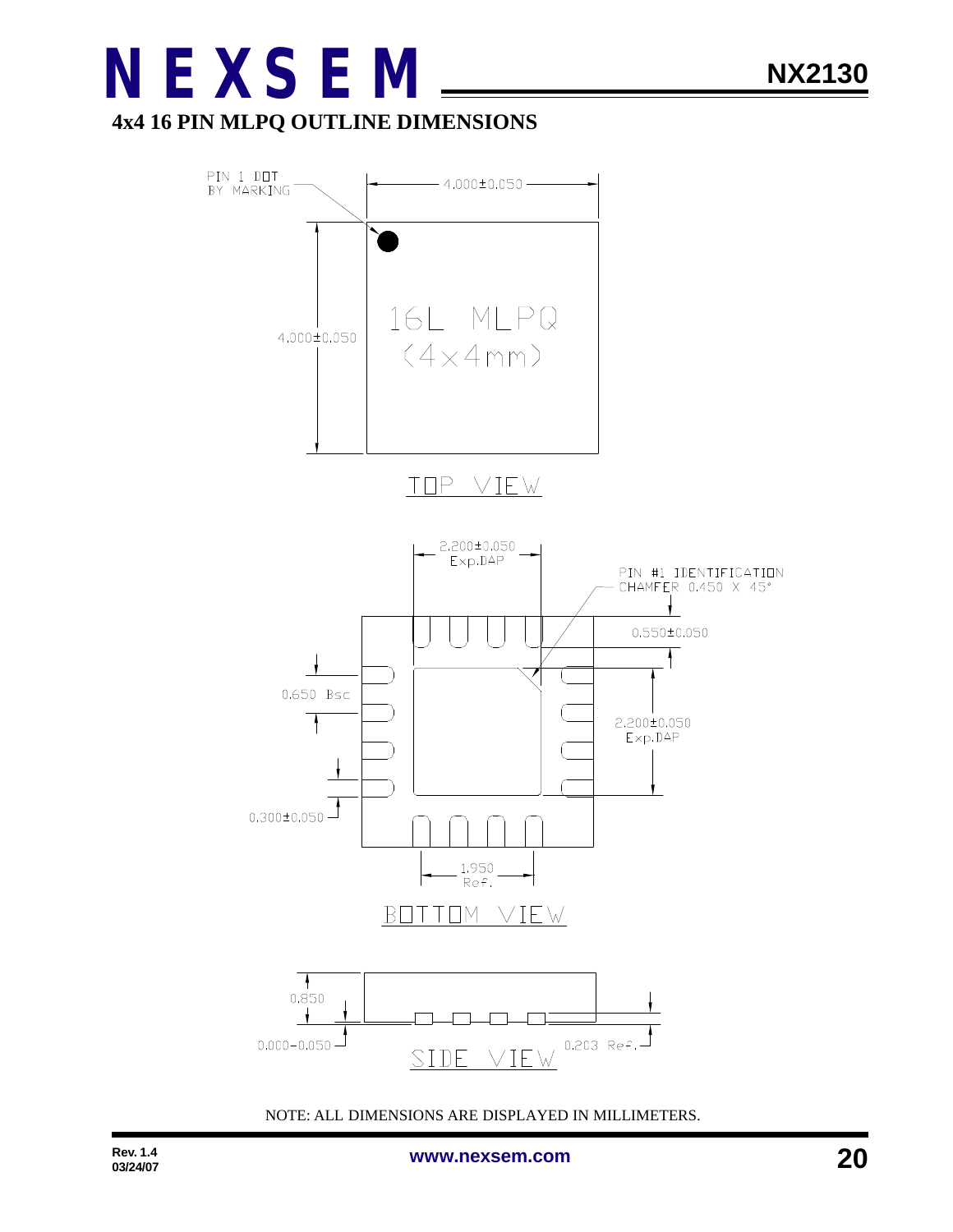## 4x4 16 PIN MLPQ OUTLINE DIMENSIONS

PIN 1 DOT
BY MARKING

4.000±0.050

4.000±0.050

16L MLPQ
(4x4mm)

TOP VIEW

2.200±0.050
Exp.DAP

PIN #1 IDENTIFICATION
CHAMFER 0.450 X 45°

0.550±0.050

0.650 Bsc

2.200±0.050
Exp.DAP

0.300±0.050

1.950
Ref.

BOTTOM VIEW

0.850

0.000-0.050

0.203 Ref.

SIDE VIEW

NOTE: ALL DIMENSIONS ARE DISPLAYED IN MILLIMETERS.